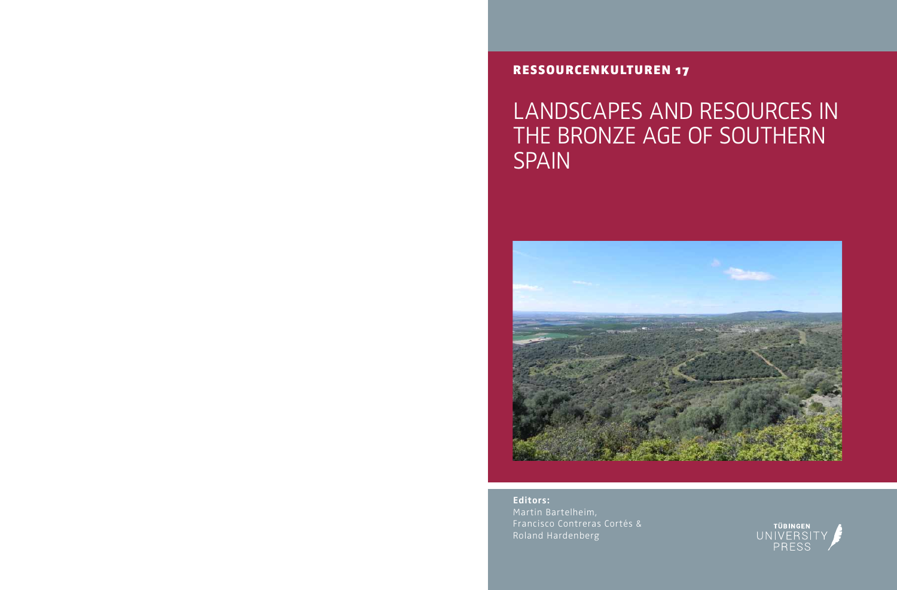**RESSOURCENKULTUREN 17**

# LANDSCAPES AND RESOURCES IN THE BRONZE AGE OF SOUTHERN SPAIN

**Editors:**
Martin Bartelheim,
Francisco Contreras Cortés &
Roland Hardenberg

TÜBINGEN UNIVERSITY PRESS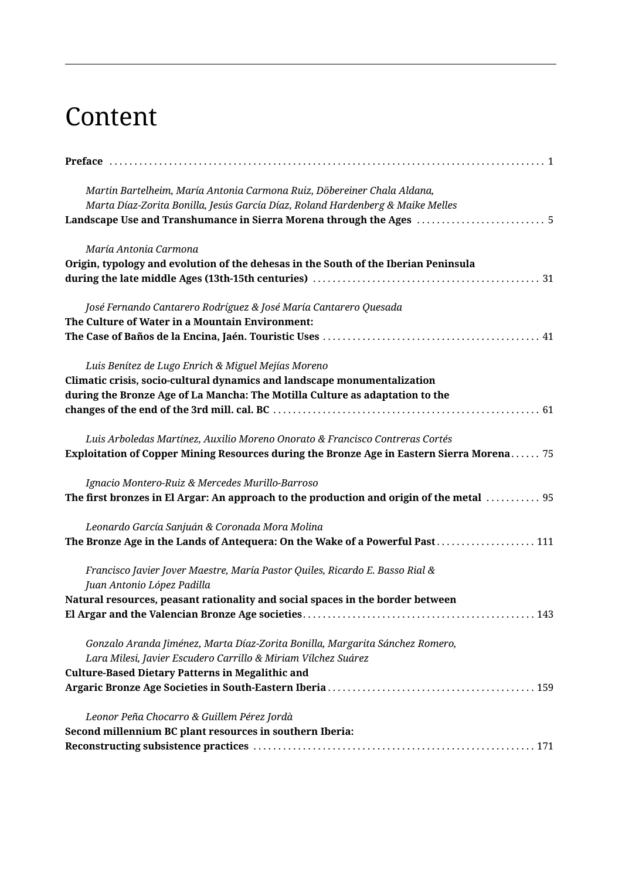# Content

**Preface** . . . . . . . . . . 1

*Martin Bartelheim, María Antonia Carmona Ruiz, Döbereiner Chala Aldana, Marta Díaz-Zorita Bonilla, Jesús García Díaz, Roland Hardenberg & Maike Melles*
**Landscape Use and Transhumance in Sierra Morena through the Ages** . . . . . . . . . . 5

*María Antonia Carmona*
**Origin, typology and evolution of the dehesas in the South of the Iberian Peninsula during the late middle Ages (13th-15th centuries)** . . . . . . . . . . 31

*José Fernando Cantarero Rodríguez & José María Cantarero Quesada*
**The Culture of Water in a Mountain Environment: The Case of Baños de la Encina, Jaén. Touristic Uses** . . . . . . . . . . 41

*Luis Benítez de Lugo Enrich & Miguel Mejías Moreno*
**Climatic crisis, socio-cultural dynamics and landscape monumentalization during the Bronze Age of La Mancha: The Motilla Culture as adaptation to the changes of the end of the 3rd mill. cal. BC** . . . . . . . . . . 61

*Luis Arboledas Martínez, Auxilio Moreno Onorato & Francisco Contreras Cortés*
**Exploitation of Copper Mining Resources during the Bronze Age in Eastern Sierra Morena** . . . . . . 75

*Ignacio Montero-Ruiz & Mercedes Murillo-Barroso*
**The first bronzes in El Argar: An approach to the production and origin of the metal** . . . . . . . . . . 95

*Leonardo García Sanjuán & Coronada Mora Molina*
**The Bronze Age in the Lands of Antequera: On the Wake of a Powerful Past** . . . . . . . . . . 111

*Francisco Javier Jover Maestre, María Pastor Quiles, Ricardo E. Basso Rial & Juan Antonio López Padilla*
**Natural resources, peasant rationality and social spaces in the border between El Argar and the Valencian Bronze Age societies** . . . . . . . . . . 143

*Gonzalo Aranda Jiménez, Marta Díaz-Zorita Bonilla, Margarita Sánchez Romero, Lara Milesi, Javier Escudero Carrillo & Miriam Vílchez Suárez*
**Culture-Based Dietary Patterns in Megalithic and Argaric Bronze Age Societies in South-Eastern Iberia** . . . . . . . . . . 159

*Leonor Peña Chocarro & Guillem Pérez Jordà*
**Second millennium BC plant resources in southern Iberia: Reconstructing subsistence practices** . . . . . . . . . . 171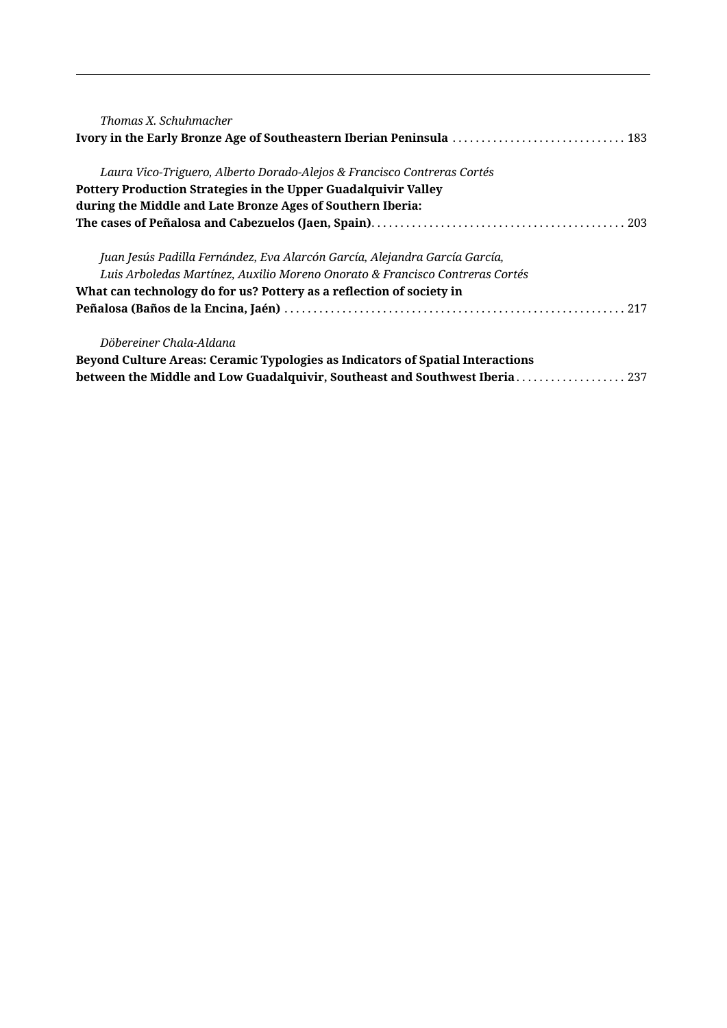*Thomas X. Schuhmacher*
**Ivory in the Early Bronze Age of Southeastern Iberian Peninsula** . . . . . . . . . . . . . . . . . . . . . . . . . . . . . 183

*Laura Vico-Triguero, Alberto Dorado-Alejos & Francisco Contreras Cortés*
**Pottery Production Strategies in the Upper Guadalquivir Valley during the Middle and Late Bronze Ages of Southern Iberia: The cases of Peñalosa and Cabezuelos (Jaen, Spain)** . . . . . . . . . . . . . . . . . . . . . . . . . . . . . . . . . . . . . . . . . . . 203

*Juan Jesús Padilla Fernández, Eva Alarcón García, Alejandra García García, Luis Arboledas Martínez, Auxilio Moreno Onorato & Francisco Contreras Cortés*
**What can technology do for us? Pottery as a reflection of society in Peñalosa (Baños de la Encina, Jaén)** . . . . . . . . . . . . . . . . . . . . . . . . . . . . . . . . . . . . . . . . . . . . . . . . . . . . . . . . . . 217

*Döbereiner Chala-Aldana*
**Beyond Culture Areas: Ceramic Typologies as Indicators of Spatial Interactions between the Middle and Low Guadalquivir, Southeast and Southwest Iberia** . . . . . . . . . . . . . . . . . . . 237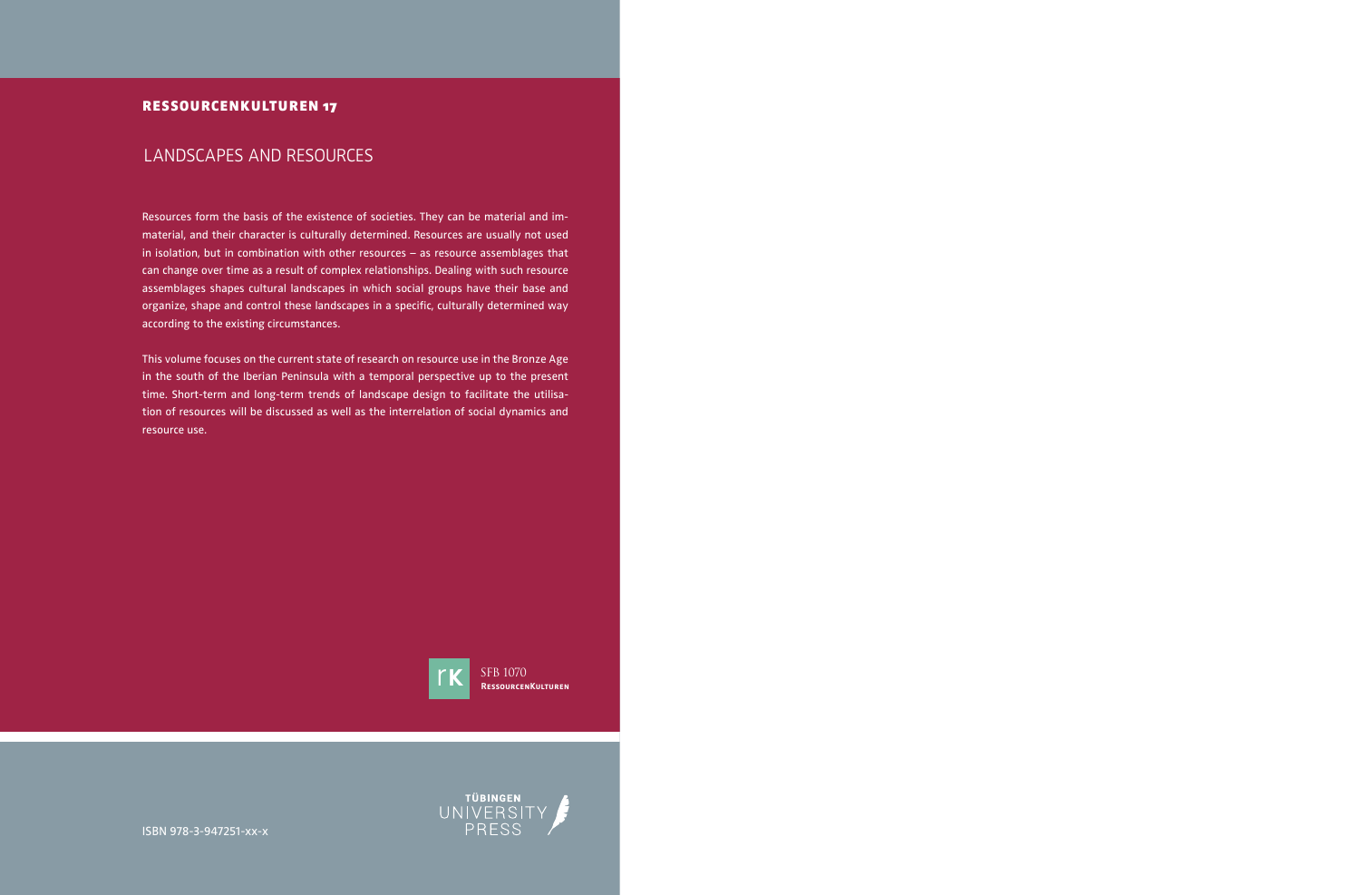**RESSOURCENKULTUREN 17**

# LANDSCAPES AND RESOURCES

Resources form the basis of the existence of societies. They can be material and immaterial, and their character is culturally determined. Resources are usually not used in isolation, but in combination with other resources – as resource assemblages that can change over time as a result of complex relationships. Dealing with such resource assemblages shapes cultural landscapes in which social groups have their base and organize, shape and control these landscapes in a specific, culturally determined way according to the existing circumstances.

This volume focuses on the current state of research on resource use in the Bronze Age in the south of the Iberian Peninsula with a temporal perspective up to the present time. Short-term and long-term trends of landscape design to facilitate the utilisation of resources will be discussed as well as the interrelation of social dynamics and resource use.

SFB 1070
RessourcenKulturen

TÜBINGEN UNIVERSITY PRESS

ISBN 978-3-947251-xx-x